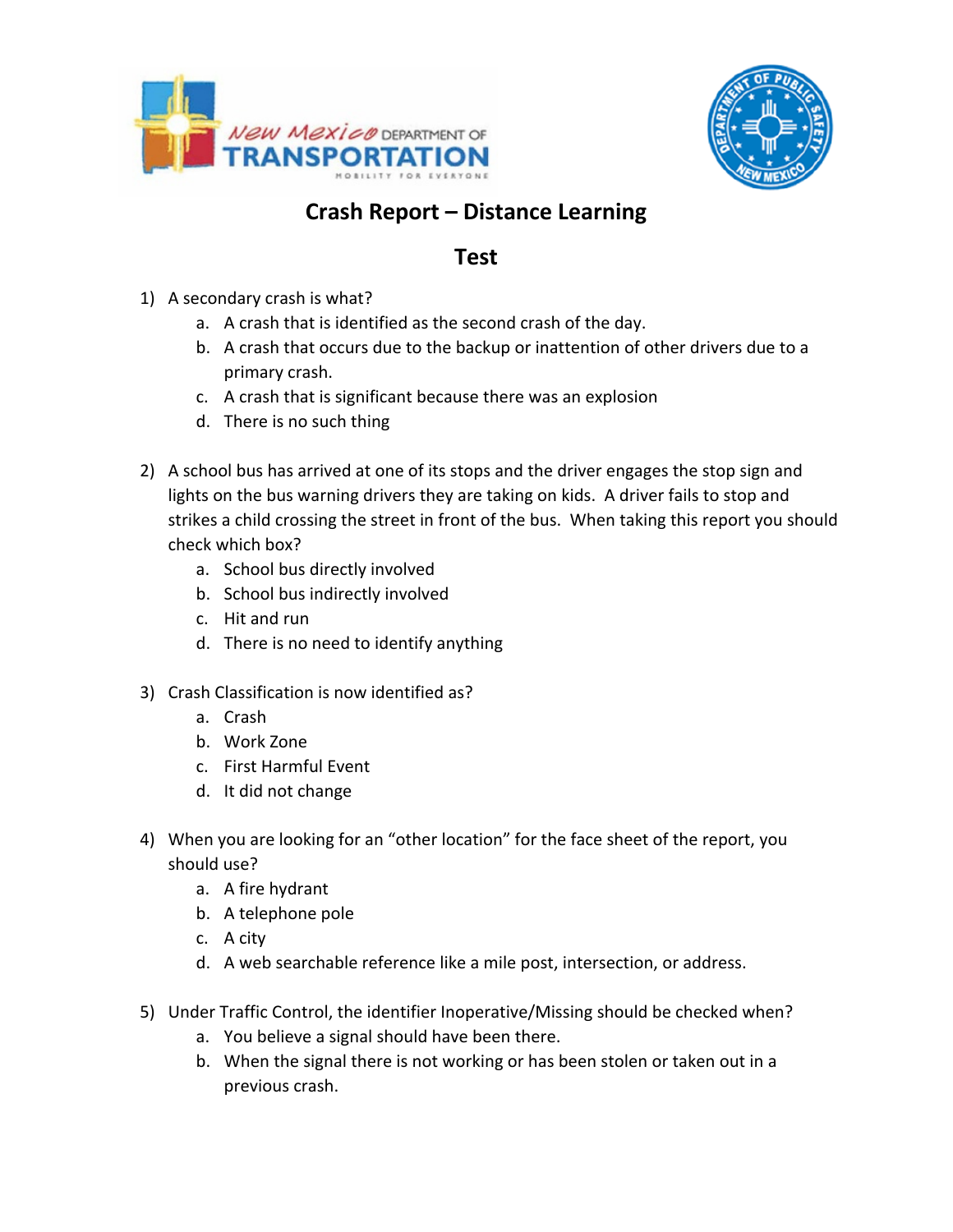# Crash Report – Distance Learning

## Test

1) A secondary crash is what?
   a. A crash that is identified as the second crash of the day.
   b. A crash that occurs due to the backup or inattention of other drivers due to a primary crash.
   c. A crash that is significant because there was an explosion
   d. There is no such thing

2) A school bus has arrived at one of its stops and the driver engages the stop sign and lights on the bus warning drivers they are taking on kids. A driver fails to stop and strikes a child crossing the street in front of the bus. When taking this report you should check which box?
   a. School bus directly involved
   b. School bus indirectly involved
   c. Hit and run
   d. There is no need to identify anything

3) Crash Classification is now identified as?
   a. Crash
   b. Work Zone
   c. First Harmful Event
   d. It did not change

4) When you are looking for an "other location" for the face sheet of the report, you should use?
   a. A fire hydrant
   b. A telephone pole
   c. A city
   d. A web searchable reference like a mile post, intersection, or address.

5) Under Traffic Control, the identifier Inoperative/Missing should be checked when?
   a. You believe a signal should have been there.
   b. When the signal there is not working or has been stolen or taken out in a previous crash.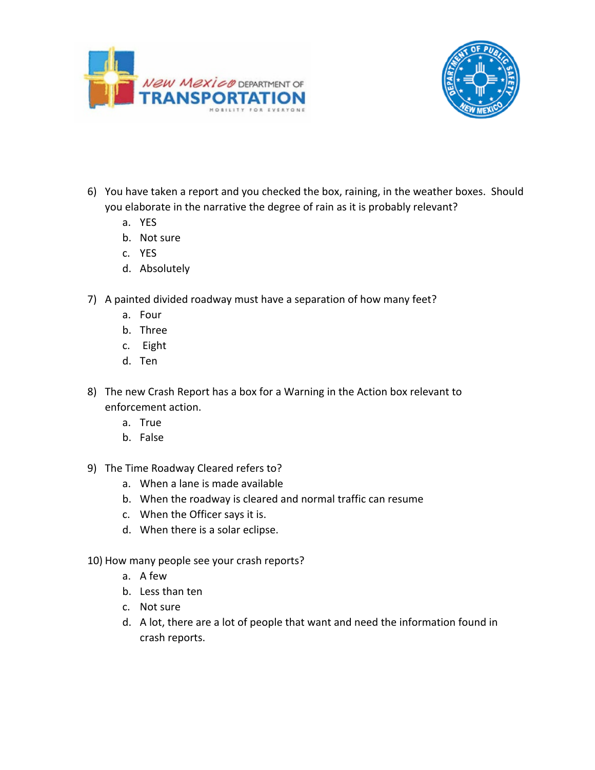6) You have taken a report and you checked the box, raining, in the weather boxes. Should you elaborate in the narrative the degree of rain as it is probably relevant?
   a. YES
   b. Not sure
   c. YES
   d. Absolutely

7) A painted divided roadway must have a separation of how many feet?
   a. Four
   b. Three
   c. Eight
   d. Ten

8) The new Crash Report has a box for a Warning in the Action box relevant to enforcement action.
   a. True
   b. False

9) The Time Roadway Cleared refers to?
   a. When a lane is made available
   b. When the roadway is cleared and normal traffic can resume
   c. When the Officer says it is.
   d. When there is a solar eclipse.

10) How many people see your crash reports?
   a. A few
   b. Less than ten
   c. Not sure
   d. A lot, there are a lot of people that want and need the information found in crash reports.